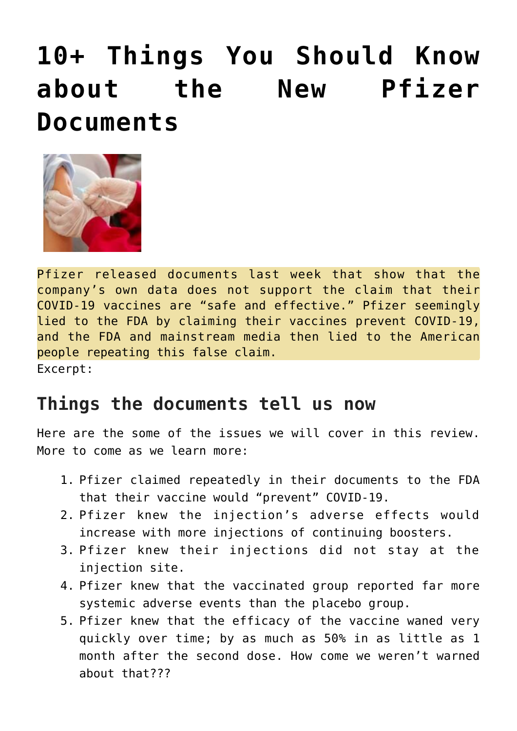# 10+ Things You Should Know about the New Pfizer Documents

Pfizer released documents last week that show that the company's own data does not support the claim that their COVID-19 vaccines are "safe and effective." Pfizer seemingly lied to the FDA by claiming their vaccines prevent COVID-19, and the FDA and mainstream media then lied to the American people repeating this false claim.

Excerpt:

## Things the documents tell us now

Here are the some of the issues we will cover in this review. More to come as we learn more:

1. Pfizer claimed repeatedly in their documents to the FDA that their vaccine would "prevent" COVID-19.
2. Pfizer knew the injection's adverse effects would increase with more injections of continuing boosters.
3. Pfizer knew their injections did not stay at the injection site.
4. Pfizer knew that the vaccinated group reported far more systemic adverse events than the placebo group.
5. Pfizer knew that the efficacy of the vaccine waned very quickly over time; by as much as 50% in as little as 1 month after the second dose. How come we weren't warned about that???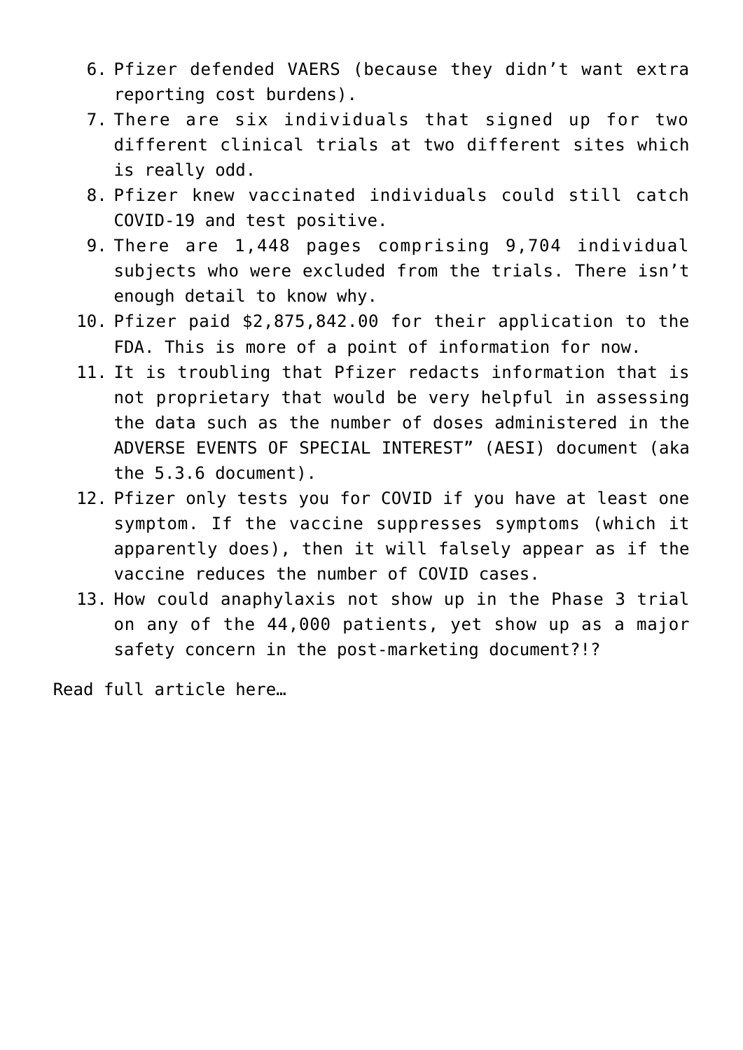6. Pfizer defended VAERS (because they didn't want extra reporting cost burdens).
7. There are six individuals that signed up for two different clinical trials at two different sites which is really odd.
8. Pfizer knew vaccinated individuals could still catch COVID-19 and test positive.
9. There are 1,448 pages comprising 9,704 individual subjects who were excluded from the trials. There isn't enough detail to know why.
10. Pfizer paid $2,875,842.00 for their application to the FDA. This is more of a point of information for now.
11. It is troubling that Pfizer redacts information that is not proprietary that would be very helpful in assessing the data such as the number of doses administered in the ADVERSE EVENTS OF SPECIAL INTEREST" (AESI) document (aka the 5.3.6 document).
12. Pfizer only tests you for COVID if you have at least one symptom. If the vaccine suppresses symptoms (which it apparently does), then it will falsely appear as if the vaccine reduces the number of COVID cases.
13. How could anaphylaxis not show up in the Phase 3 trial on any of the 44,000 patients, yet show up as a major safety concern in the post-marketing document?!?

Read full article here…